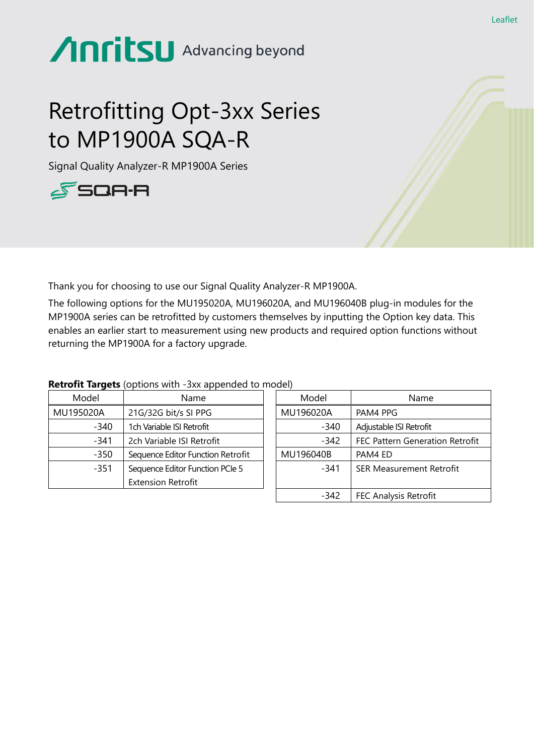Leaflet

Anritsu Advancing beyond

# Retrofitting Opt-3xx Series to MP1900A SQA-R

Signal Quality Analyzer-R MP1900A Series

SQA-R

Thank you for choosing to use our Signal Quality Analyzer-R MP1900A.

The following options for the MU195020A, MU196020A, and MU196040B plug-in modules for the MP1900A series can be retrofitted by customers themselves by inputting the Option key data. This enables an earlier start to measurement using new products and required option functions without returning the MP1900A for a factory upgrade.

**Retrofit Targets** (options with -3xx appended to model)

| Model | Name |
|---|---|
| MU195020A | 21G/32G bit/s SI PPG |
| -340 | 1ch Variable ISI Retrofit |
| -341 | 2ch Variable ISI Retrofit |
| -350 | Sequence Editor Function Retrofit |
| -351 | Sequence Editor Function PCIe 5 Extension Retrofit |

| Model | Name |
|---|---|
| MU196020A | PAM4 PPG |
| -340 | Adjustable ISI Retrofit |
| -342 | FEC Pattern Generation Retrofit |
| MU196040B | PAM4 ED |
| -341 | SER Measurement Retrofit |
| -342 | FEC Analysis Retrofit |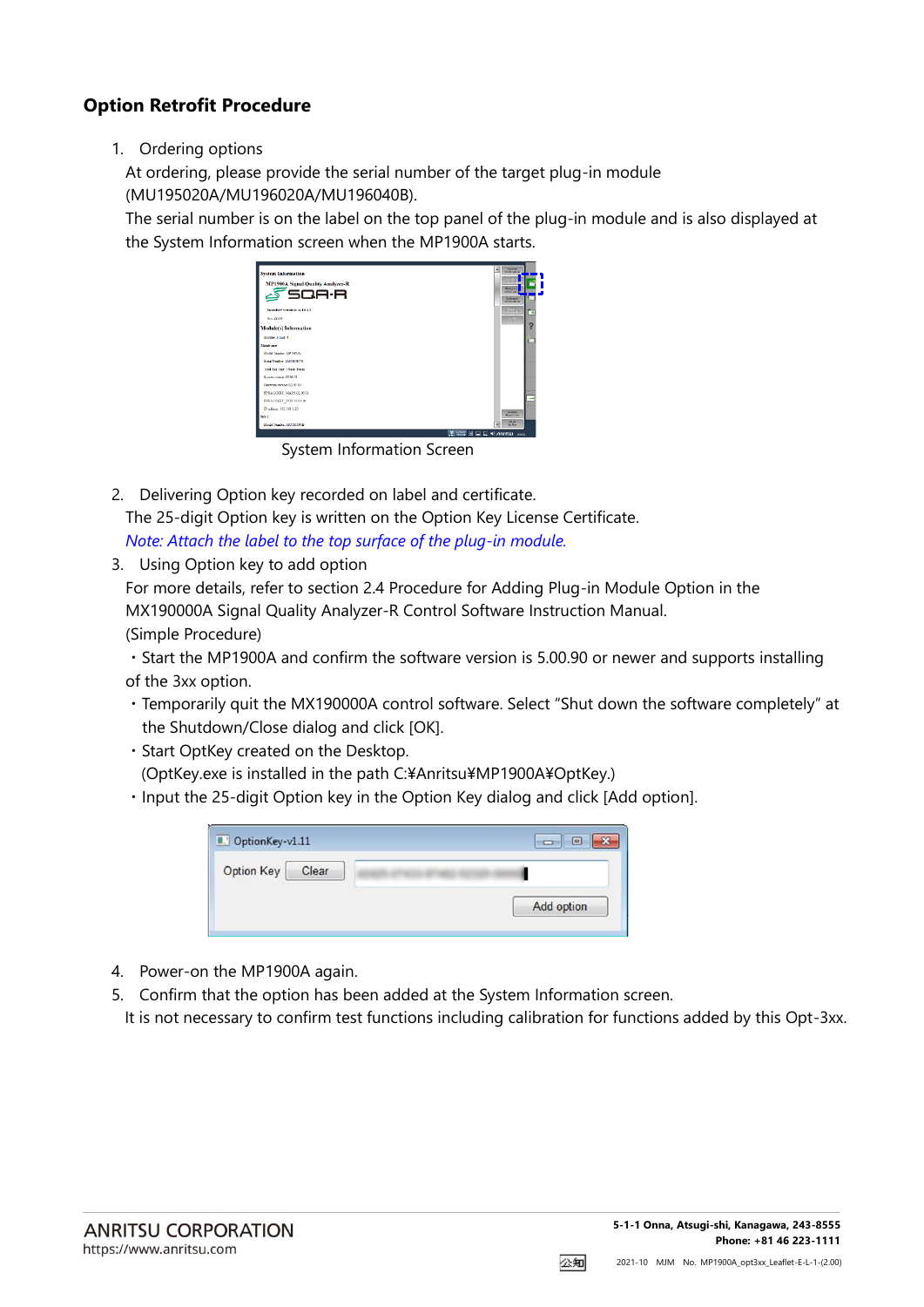## Option Retrofit Procedure

1. Ordering options

   At ordering, please provide the serial number of the target plug-in module (MU195020A/MU196020A/MU196040B).

   The serial number is on the label on the top panel of the plug-in module and is also displayed at the System Information screen when the MP1900A starts.

   System Information Screen

2. Delivering Option key recorded on label and certificate.

   The 25-digit Option key is written on the Option Key License Certificate.

   *Note: Attach the label to the top surface of the plug-in module.*

3. Using Option key to add option

   For more details, refer to section 2.4 Procedure for Adding Plug-in Module Option in the MX190000A Signal Quality Analyzer-R Control Software Instruction Manual.

   (Simple Procedure)

   ・Start the MP1900A and confirm the software version is 5.00.90 or newer and supports installing of the 3xx option.

   ・Temporarily quit the MX190000A control software. Select “Shut down the software completely” at the Shutdown/Close dialog and click [OK].

   ・Start OptKey created on the Desktop.
   (OptKey.exe is installed in the path C:¥Anritsu¥MP1900A¥OptKey.)

   ・Input the 25-digit Option key in the Option Key dialog and click [Add option].

4. Power-on the MP1900A again.
5. Confirm that the option has been added at the System Information screen.

   It is not necessary to confirm test functions including calibration for functions added by this Opt-3xx.

ANRITSU CORPORATION
https://www.anritsu.com

5-1-1 Onna, Atsugi-shi, Kanagawa, 243-8555
Phone: +81 46 223-1111

公知 2021-10 MJM No. MP1900A_opt3xx_Leaflet-E-L-1-(2.00)